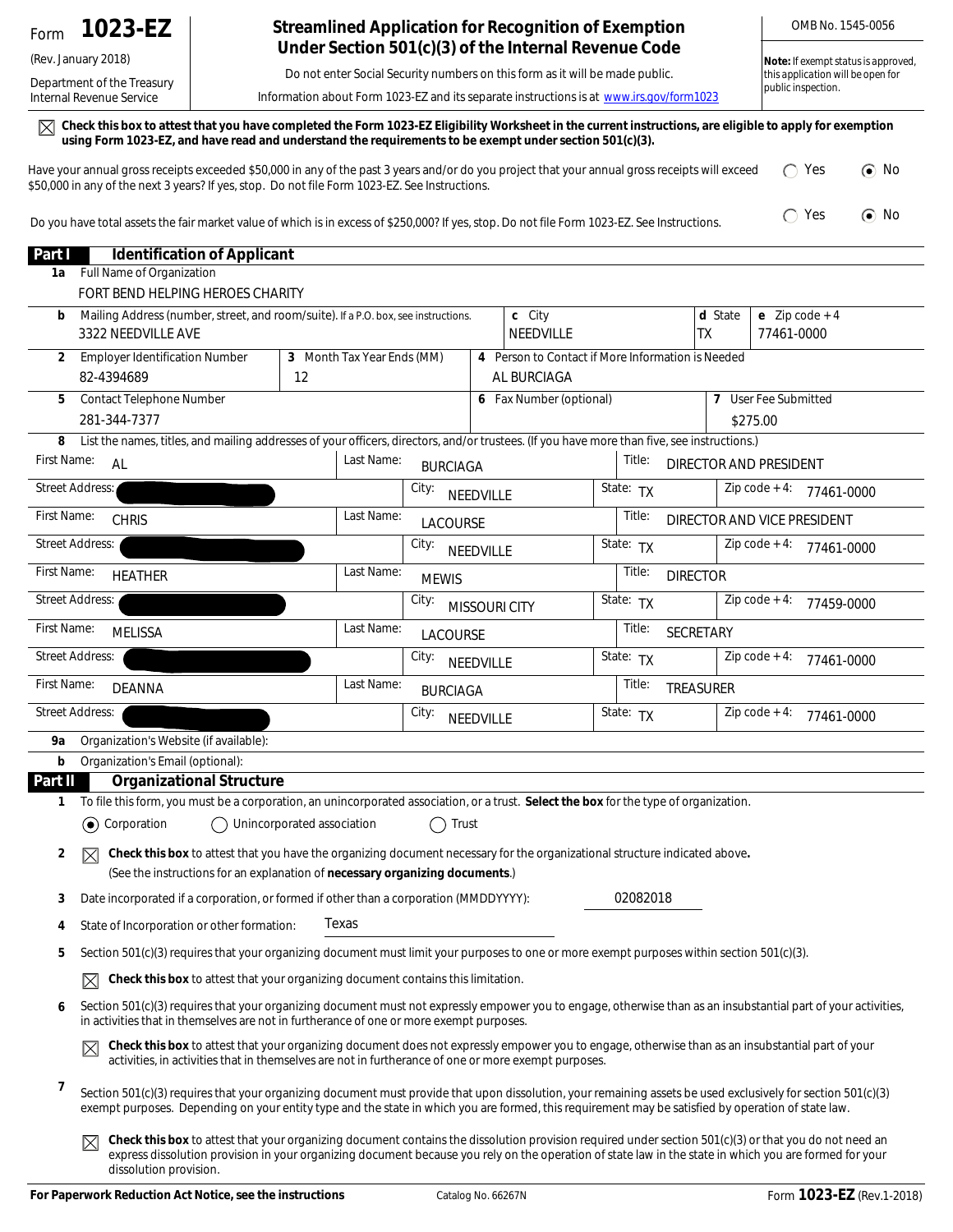Form **1023-EZ**

(Rev. January 2018)

Department of the Treasury
Internal Revenue Service

# Streamlined Application for Recognition of Exemption Under Section 501(c)(3) of the Internal Revenue Code

Do not enter Social Security numbers on this form as it will be made public.

Information about Form 1023-EZ and its separate instructions is at www.irs.gov/form1023

OMB No. 1545-0056

**Note:** If exempt status is approved, this application will be open for public inspection.

☒ **Check this box to attest that you have completed the Form 1023-EZ Eligibility Worksheet in the current instructions, are eligible to apply for exemption using Form 1023-EZ, and have read and understand the requirements to be exempt under section 501(c)(3).**

Have your annual gross receipts exceeded $50,000 in any of the past 3 years and/or do you project that your annual gross receipts will exceed $50,000 in any of the next 3 years? If yes, stop. Do not file Form 1023-EZ. See Instructions. ○ Yes ◉ No

Do you have total assets the fair market value of which is in excess of $250,000? If yes, stop. Do not file Form 1023-EZ. See Instructions. ○ Yes ◉ No

## Part I Identification of Applicant

**1a** Full Name of Organization: FORT BEND HELPING HEROES CHARITY

**b** Mailing Address (number, street, and room/suite). If a P.O. box, see instructions.: 3322 NEEDVILLE AVE
**c** City: NEEDVILLE
**d** State: TX
**e** Zip code + 4: 77461-0000

**2** Employer Identification Number: 82-4394689

**3** Month Tax Year Ends (MM): 12

**4** Person to Contact if More Information is Needed: AL BURCIAGA

**5** Contact Telephone Number: 281-344-7377

**6** Fax Number (optional):

**7** User Fee Submitted: $275.00

**8** List the names, titles, and mailing addresses of your officers, directors, and/or trustees. (If you have more than five, see instructions.)

| First Name | Last Name | Title | Street Address | City | State | Zip code + 4 |
|---|---|---|---|---|---|---|
| AL | BURCIAGA | DIRECTOR AND PRESIDENT | [redacted] | NEEDVILLE | TX | 77461-0000 |
| CHRIS | LACOURSE | DIRECTOR AND VICE PRESIDENT | [redacted] | NEEDVILLE | TX | 77461-0000 |
| HEATHER | MEWIS | DIRECTOR | [redacted] | MISSOURI CITY | TX | 77459-0000 |
| MELISSA | LACOURSE | SECRETARY | [redacted] | NEEDVILLE | TX | 77461-0000 |
| DEANNA | BURCIAGA | TREASURER | [redacted] | NEEDVILLE | TX | 77461-0000 |

**9a** Organization's Website (if available):

**b** Organization's Email (optional):

## Part II Organizational Structure

**1** To file this form, you must be a corporation, an unincorporated association, or a trust. **Select the box** for the type of organization.

◉ Corporation ○ Unincorporated association ○ Trust

**2** ☒ **Check this box** to attest that you have the organizing document necessary for the organizational structure indicated above. (See the instructions for an explanation of **necessary organizing documents**.)

**3** Date incorporated if a corporation, or formed if other than a corporation (MMDDYYYY): 02082018

**4** State of Incorporation or other formation: Texas

**5** Section 501(c)(3) requires that your organizing document must limit your purposes to one or more exempt purposes within section 501(c)(3).

☒ **Check this box** to attest that your organizing document contains this limitation.

**6** Section 501(c)(3) requires that your organizing document must not expressly empower you to engage, otherwise than as an insubstantial part of your activities, in activities that in themselves are not in furtherance of one or more exempt purposes.

☒ **Check this box** to attest that your organizing document does not expressly empower you to engage, otherwise than as an insubstantial part of your activities, in activities that in themselves are not in furtherance of one or more exempt purposes.

**7** Section 501(c)(3) requires that your organizing document must provide that upon dissolution, your remaining assets be used exclusively for section 501(c)(3) exempt purposes. Depending on your entity type and the state in which you are formed, this requirement may be satisfied by operation of state law.

☒ **Check this box** to attest that your organizing document contains the dissolution provision required under section 501(c)(3) or that you do not need an express dissolution provision in your organizing document because you rely on the operation of state law in the state in which you are formed for your dissolution provision.

**For Paperwork Reduction Act Notice, see the instructions** Catalog No. 66267N Form **1023-EZ** (Rev.1-2018)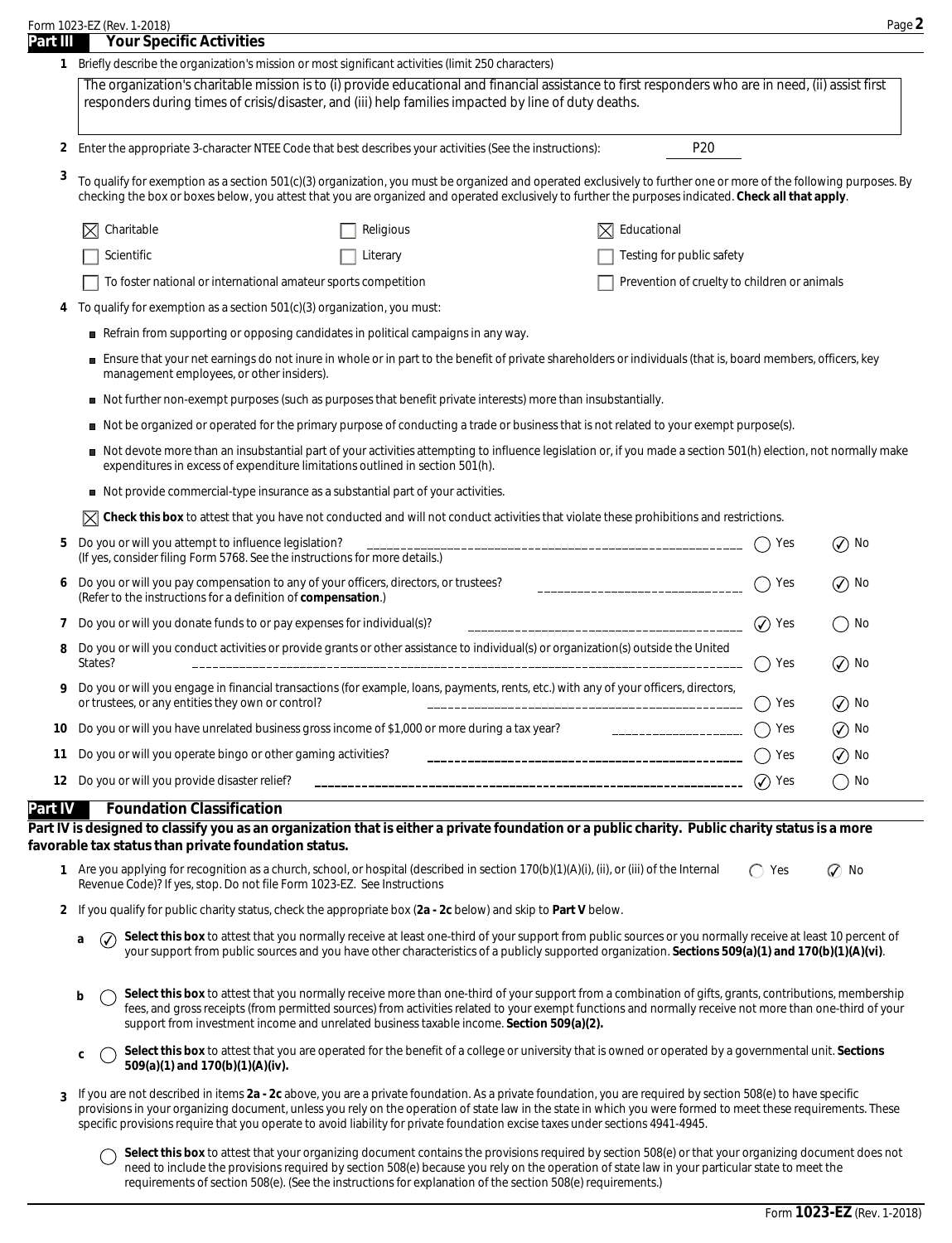## Part III Your Specific Activities

**1** Briefly describe the organization's mission or most significant activities (limit 250 characters)

The organization's charitable mission is to (i) provide educational and financial assistance to first responders who are in need, (ii) assist first responders during times of crisis/disaster, and (iii) help families impacted by line of duty deaths.

**2** Enter the appropriate 3-character NTEE Code that best describes your activities (See the instructions): P20

**3** To qualify for exemption as a section 501(c)(3) organization, you must be organized and operated exclusively to further one or more of the following purposes. By checking the box or boxes below, you attest that you are organized and operated exclusively to further the purposes indicated. **Check all that apply**.

- [x] Charitable
- [ ] Religious
- [x] Educational
- [ ] Scientific
- [ ] Literary
- [ ] Testing for public safety
- [ ] To foster national or international amateur sports competition
- [ ] Prevention of cruelty to children or animals

**4** To qualify for exemption as a section 501(c)(3) organization, you must:

- Refrain from supporting or opposing candidates in political campaigns in any way.
- Ensure that your net earnings do not inure in whole or in part to the benefit of private shareholders or individuals (that is, board members, officers, key management employees, or other insiders).
- Not further non-exempt purposes (such as purposes that benefit private interests) more than insubstantially.
- Not be organized or operated for the primary purpose of conducting a trade or business that is not related to your exempt purpose(s).
- Not devote more than an insubstantial part of your activities attempting to influence legislation or, if you made a section 501(h) election, not normally make expenditures in excess of expenditure limitations outlined in section 501(h).
- Not provide commercial-type insurance as a substantial part of your activities.

[x] **Check this box** to attest that you have not conducted and will not conduct activities that violate these prohibitions and restrictions.

| | Question | Yes | No |
|---|---|---|---|
| 5 | Do you or will you attempt to influence legislation? (If yes, consider filing Form 5768. See the instructions for more details.) | | ✓ |
| 6 | Do you or will you pay compensation to any of your officers, directors, or trustees? (Refer to the instructions for a definition of **compensation**.) | | ✓ |
| 7 | Do you or will you donate funds to or pay expenses for individual(s)? | ✓ | |
| 8 | Do you or will you conduct activities or provide grants or other assistance to individual(s) or organization(s) outside the United States? | | ✓ |
| 9 | Do you or will you engage in financial transactions (for example, loans, payments, rents, etc.) with any of your officers, directors, or trustees, or any entities they own or control? | | ✓ |
| 10 | Do you or will you have unrelated business gross income of $1,000 or more during a tax year? | | ✓ |
| 11 | Do you or will you operate bingo or other gaming activities? | | ✓ |
| 12 | Do you or will you provide disaster relief? | ✓ | |

## Part IV Foundation Classification

**Part IV is designed to classify you as an organization that is either a private foundation or a public charity. Public charity status is a more favorable tax status than private foundation status.**

**1** Are you applying for recognition as a church, school, or hospital (described in section 170(b)(1)(A)(i), (ii), or (iii) of the Internal Revenue Code)? If yes, stop. Do not file Form 1023-EZ. See Instructions — ○ Yes ✓ No

**2** If you qualify for public charity status, check the appropriate box (**2a - 2c** below) and skip to **Part V** below.

- **a** ✓ **Select this box** to attest that you normally receive at least one-third of your support from public sources or you normally receive at least 10 percent of your support from public sources and you have other characteristics of a publicly supported organization. **Sections 509(a)(1) and 170(b)(1)(A)(vi)**.
- **b** ○ **Select this box** to attest that you normally receive more than one-third of your support from a combination of gifts, grants, contributions, membership fees, and gross receipts (from permitted sources) from activities related to your exempt functions and normally receive not more than one-third of your support from investment income and unrelated business taxable income. **Section 509(a)(2).**
- **c** ○ **Select this box** to attest that you are operated for the benefit of a college or university that is owned or operated by a governmental unit. **Sections 509(a)(1) and 170(b)(1)(A)(iv).**

**3** If you are not described in items **2a - 2c** above, you are a private foundation. As a private foundation, you are required by section 508(e) to have specific provisions in your organizing document, unless you rely on the operation of state law in the state in which you were formed to meet these requirements. These specific provisions require that you operate to avoid liability for private foundation excise taxes under sections 4941-4945.

○ **Select this box** to attest that your organizing document contains the provisions required by section 508(e) or that your organizing document does not need to include the provisions required by section 508(e) because you rely on the operation of state law in your particular state to meet the requirements of section 508(e). (See the instructions for explanation of the section 508(e) requirements.)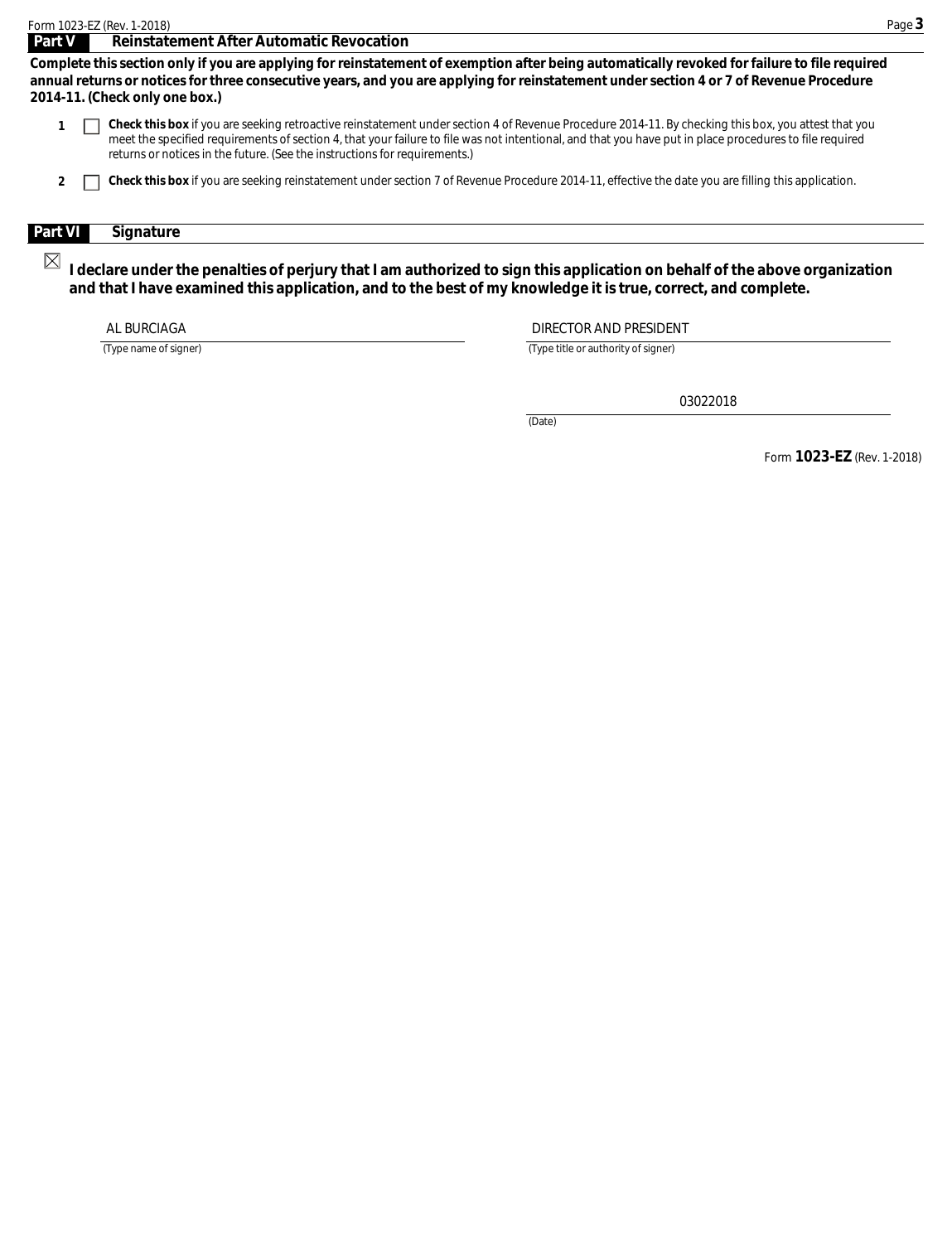## Part V Reinstatement After Automatic Revocation

**Complete this section only if you are applying for reinstatement of exemption after being automatically revoked for failure to file required annual returns or notices for three consecutive years, and you are applying for reinstatement under section 4 or 7 of Revenue Procedure 2014-11. (Check only one box.)**

1 ☐ **Check this box** if you are seeking retroactive reinstatement under section 4 of Revenue Procedure 2014-11. By checking this box, you attest that you meet the specified requirements of section 4, that your failure to file was not intentional, and that you have put in place procedures to file required returns or notices in the future. (See the instructions for requirements.)

2 ☐ **Check this box** if you are seeking reinstatement under section 7 of Revenue Procedure 2014-11, effective the date you are filling this application.

## Part VI Signature

☒ **I declare under the penalties of perjury that I am authorized to sign this application on behalf of the above organization and that I have examined this application, and to the best of my knowledge it is true, correct, and complete.**

AL BURCIAGA
(Type name of signer)

DIRECTOR AND PRESIDENT
(Type title or authority of signer)

03022018
(Date)

Form **1023-EZ** (Rev. 1-2018)